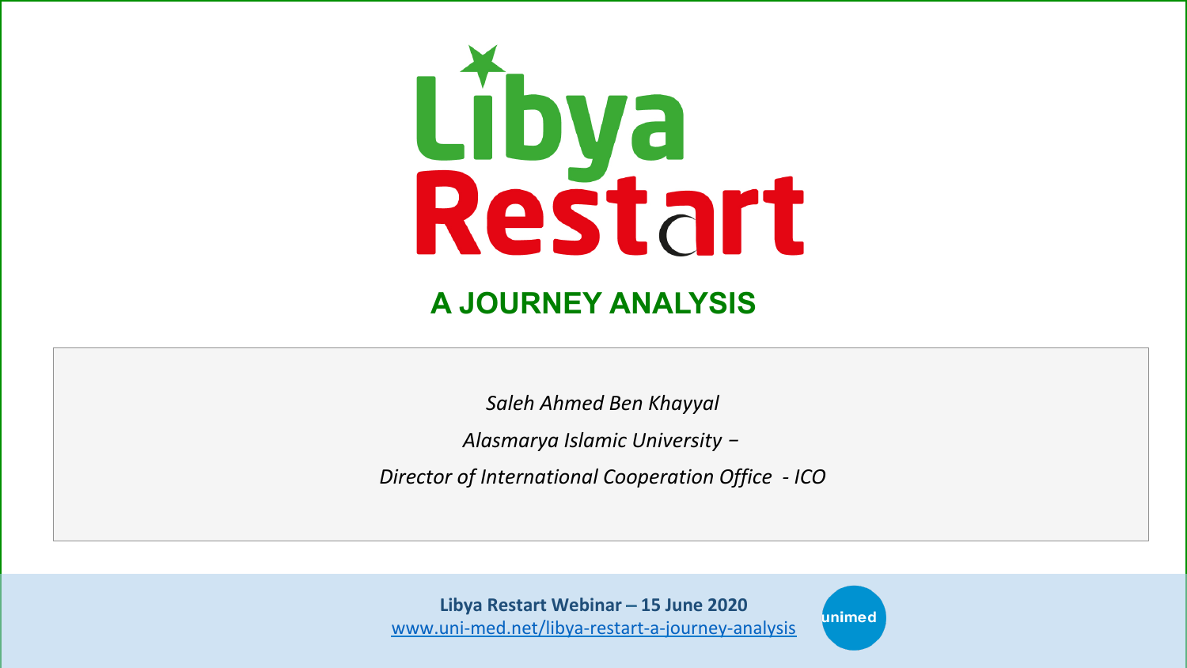# Libya Restart

## A JOURNEY ANALYSIS

*Saleh Ahmed Ben Khayyal*

*Alasmarya Islamic University –*

*Director of International Cooperation Office - ICO*

**Libya Restart Webinar – 15 June 2020**

[www.uni-med.net/libya-restart-a-journey-analysis](http://www.uni-med.net/libya-restart-a-journey-analysis)

unimed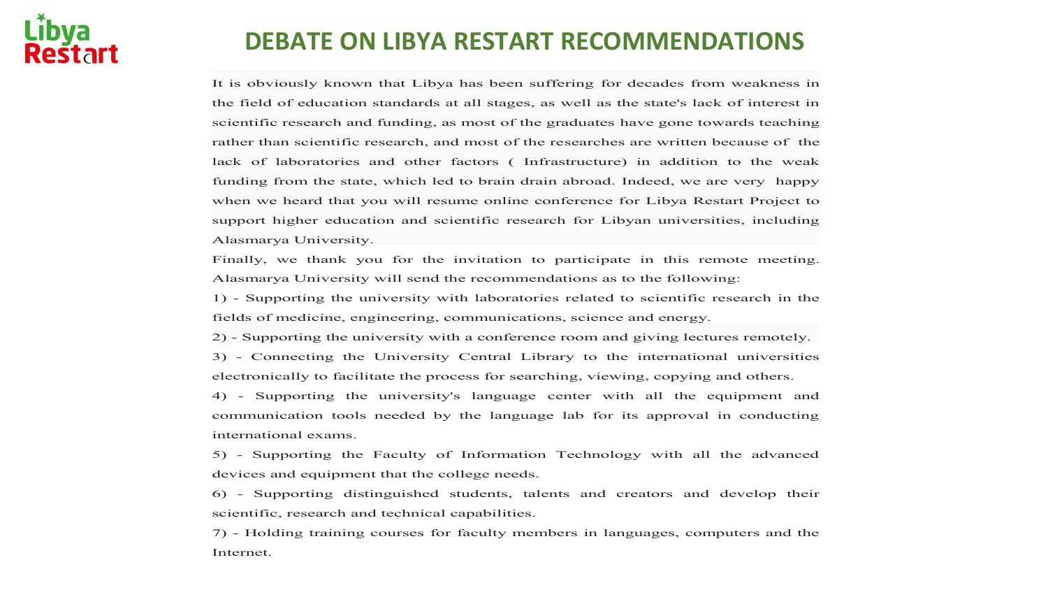# DEBATE ON LIBYA RESTART RECOMMENDATIONS

It is obviously known that Libya has been suffering for decades from weakness in the field of education standards at all stages, as well as the state's lack of interest in scientific research and funding, as most of the graduates have gone towards teaching rather than scientific research, and most of the researches are written because of the lack of laboratories and other factors ( Infrastructure) in addition to the weak funding from the state, which led to brain drain abroad. Indeed, we are very happy when we heard that you will resume online conference for Libya Restart Project to support higher education and scientific research for Libyan universities, including Alasmarya University.

Finally, we thank you for the invitation to participate in this remote meeting. Alasmarya University will send the recommendations as to the following:

1) - Supporting the university with laboratories related to scientific research in the fields of medicine, engineering, communications, science and energy.

2) - Supporting the university with a conference room and giving lectures remotely.

3) - Connecting the University Central Library to the international universities electronically to facilitate the process for searching, viewing, copying and others.

4) - Supporting the university's language center with all the equipment and communication tools needed by the language lab for its approval in conducting international exams.

5) - Supporting the Faculty of Information Technology with all the advanced devices and equipment that the college needs.

6) - Supporting distinguished students, talents and creators and develop their scientific, research and technical capabilities.

7) - Holding training courses for faculty members in languages, computers and the Internet.